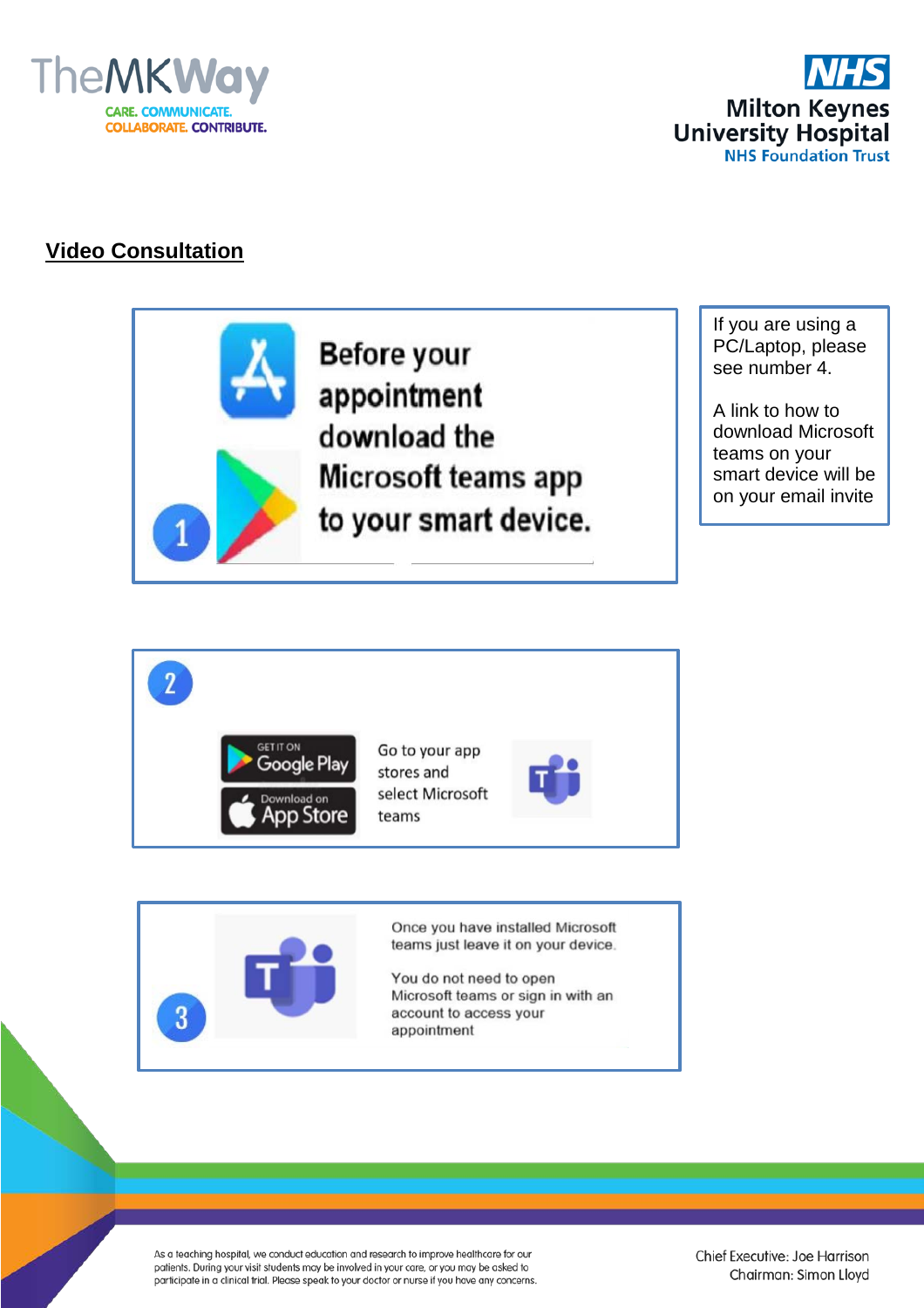TheMKWay

CARE. COMMUNICATE. COLLABORATE. CONTRIBUTE.

NHS
Milton Keynes University Hospital
NHS Foundation Trust

# Video Consultation

1

Before your appointment download the Microsoft teams app to your smart device.

If you are using a PC/Laptop, please see number 4.

A link to how to download Microsoft teams on your smart device will be on your email invite

2

GET IT ON Google Play

Download on the App Store

Go to your app stores and select Microsoft teams

3

Once you have installed Microsoft teams just leave it on your device.

You do not need to open Microsoft teams or sign in with an account to access your appointment

As a teaching hospital, we conduct education and research to improve healthcare for our patients. During your visit students may be involved in your care, or you may be asked to participate in a clinical trial. Please speak to your doctor or nurse if you have any concerns.

Chief Executive: Joe Harrison
Chairman: Simon Lloyd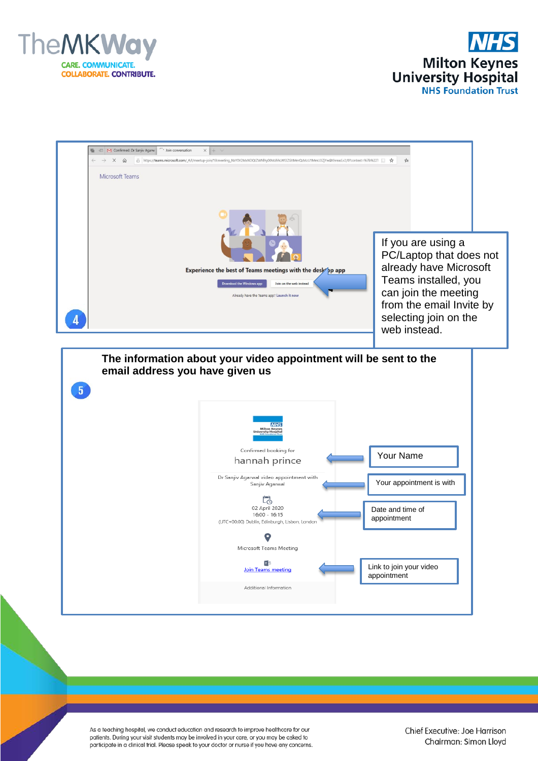**4**

If you are using a PC/Laptop that does not already have Microsoft Teams installed, you can join the meeting from the email Invite by selecting join on the web instead.

**5**

**The information about your video appointment will be sent to the email address you have given us**

Your Name

Your appointment is with

Date and time of appointment

Link to join your video appointment

As a teaching hospital, we conduct education and research to improve healthcare for our patients. During your visit students may be involved in your care, or you may be asked to participate in a clinical trial. Please speak to your doctor or nurse if you have any concerns.

Chief Executive: Joe Harrison
Chairman: Simon Lloyd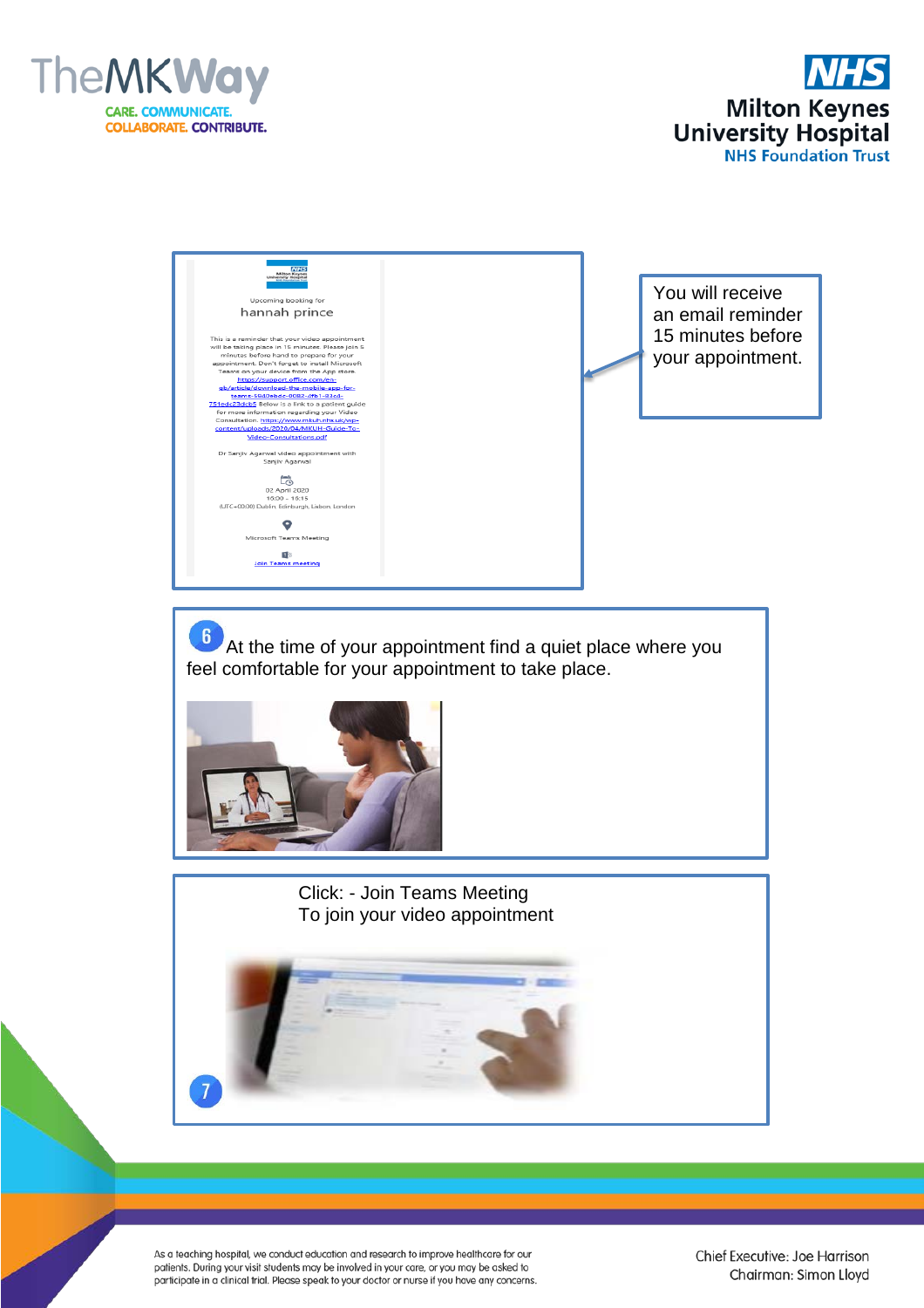Upcoming booking for

hannah prince

This is a reminder that your video appointment will be taking place in 15 minutes. Please join 5 minutes before hand to prepare for your appointment. Don't forget to install Microsoft Teams on your device from the App store. https://support.office.com/en-gb/article/download-the-mobile-app-for-teams-5840ebde-0082-4fb1-83cd-751edc23dcb5 Below is a link to a patient guide for more information regarding your Video Consultation. https://www.mkuh.nhs.uk/wp-content/uploads/2020/04/MKUH-Guide-To-Video-Consultations.pdf

Dr Sanjiv Agarwal video appointment with Sanjiv Agarwal

02 April 2020
15:00 - 15:15
(UTC+00:00) Dublin, Edinburgh, Lisbon, London

Microsoft Teams Meeting

Join Teams meeting

You will receive an email reminder 15 minutes before your appointment.

6 At the time of your appointment find a quiet place where you feel comfortable for your appointment to take place.

Click: - Join Teams Meeting
To join your video appointment

7

As a teaching hospital, we conduct education and research to improve healthcare for our patients. During your visit students may be involved in your care, or you may be asked to participate in a clinical trial. Please speak to your doctor or nurse if you have any concerns.

Chief Executive: Joe Harrison
Chairman: Simon Lloyd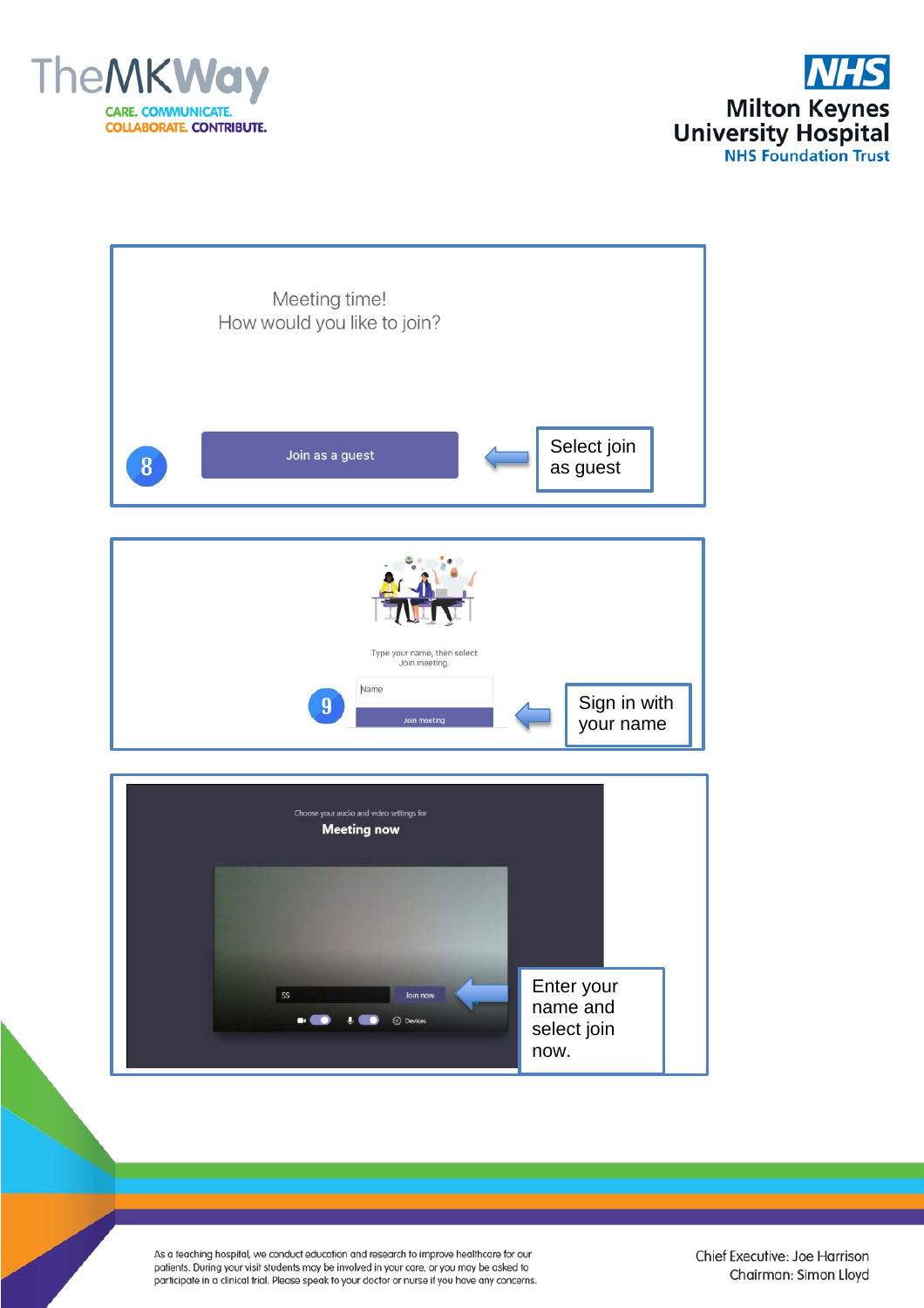Meeting time!
How would you like to join?

8

Join as a guest

Select join as guest

Type your name, then select Join meeting.

9

Name

Join meeting

Sign in with your name

Choose your audio and video settings for

**Meeting now**

Join now

Devices

Enter your name and select join now.

As a teaching hospital, we conduct education and research to improve healthcare for our patients. During your visit students may be involved in your care, or you may be asked to participate in a clinical trial. Please speak to your doctor or nurse if you have any concerns.

Chief Executive: Joe Harrison
Chairman: Simon Lloyd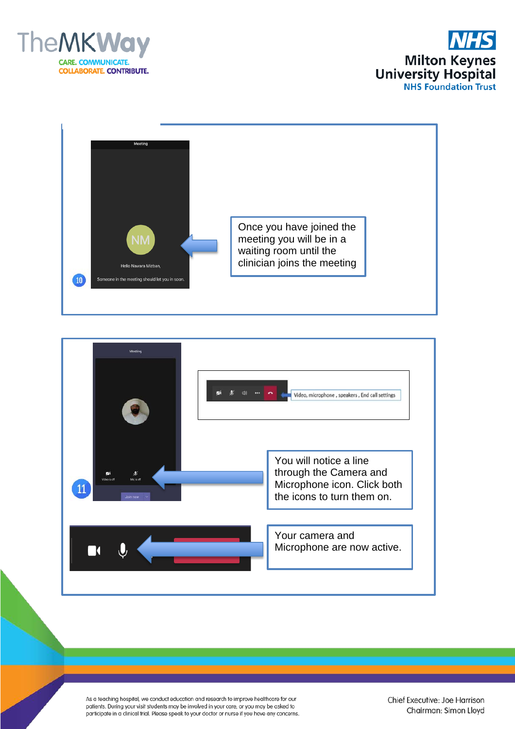**10**

Once you have joined the meeting you will be in a waiting room until the clinician joins the meeting

**11**

Video, microphone , speakers , End call settings

You will notice a line through the Camera and Microphone icon. Click both the icons to turn them on.

Your camera and Microphone are now active.

As a teaching hospital, we conduct education and research to improve healthcare for our patients. During your visit students may be involved in your care, or you may be asked to participate in a clinical trial. Please speak to your doctor or nurse if you have any concerns.

Chief Executive: Joe Harrison
Chairman: Simon Lloyd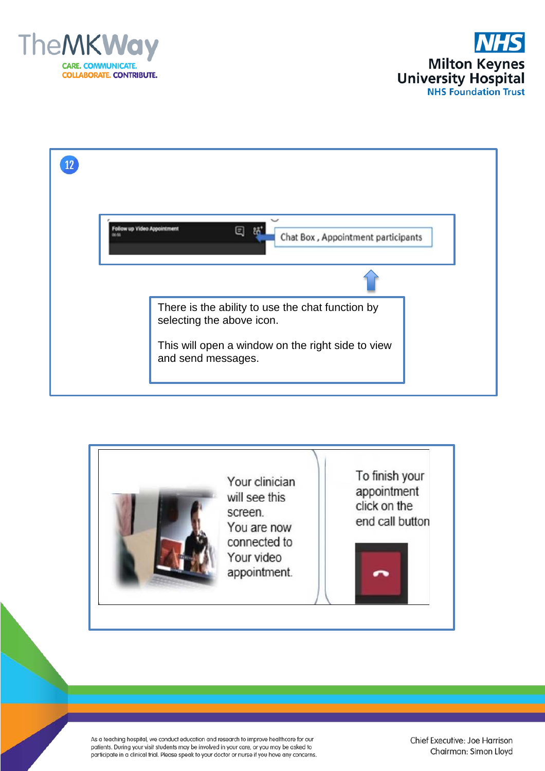12

Follow up Video Appointment

Chat Box , Appointment participants

There is the ability to use the chat function by selecting the above icon.

This will open a window on the right side to view and send messages.

Your clinician will see this screen.
You are now connected to Your video appointment.

To finish your appointment click on the end call button

As a teaching hospital, we conduct education and research to improve healthcare for our patients. During your visit students may be involved in your care, or you may be asked to participate in a clinical trial. Please speak to your doctor or nurse if you have any concerns.

Chief Executive: Joe Harrison
Chairman: Simon Lloyd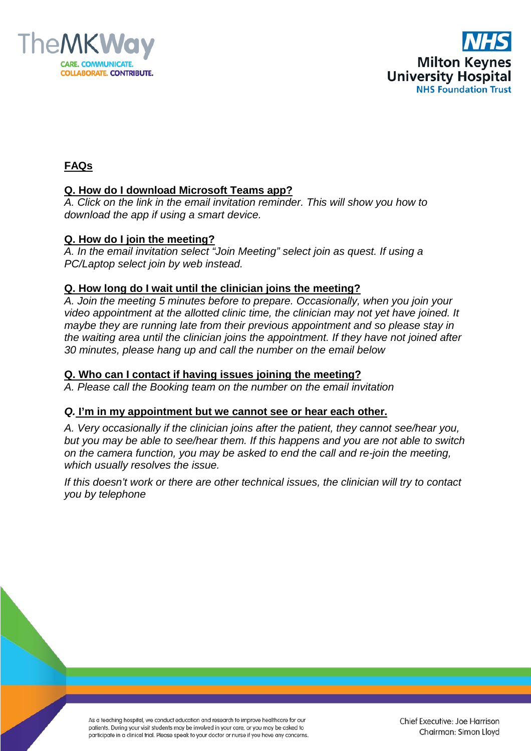## FAQs

**Q. How do I download Microsoft Teams app?**

*A. Click on the link in the email invitation reminder. This will show you how to download the app if using a smart device.*

**Q. How do I join the meeting?**

*A. In the email invitation select "Join Meeting" select join as quest. If using a PC/Laptop select join by web instead.*

**Q. How long do I wait until the clinician joins the meeting?**

*A. Join the meeting 5 minutes before to prepare. Occasionally, when you join your video appointment at the allotted clinic time, the clinician may not yet have joined. It maybe they are running late from their previous appointment and so please stay in the waiting area until the clinician joins the appointment. If they have not joined after 30 minutes, please hang up and call the number on the email below*

**Q. Who can I contact if having issues joining the meeting?**

*A. Please call the Booking team on the number on the email invitation*

***Q.* I'm in my appointment but we cannot see or hear each other.**

*A. Very occasionally if the clinician joins after the patient, they cannot see/hear you, but you may be able to see/hear them. If this happens and you are not able to switch on the camera function, you may be asked to end the call and re-join the meeting, which usually resolves the issue.*

*If this doesn't work or there are other technical issues, the clinician will try to contact you by telephone*